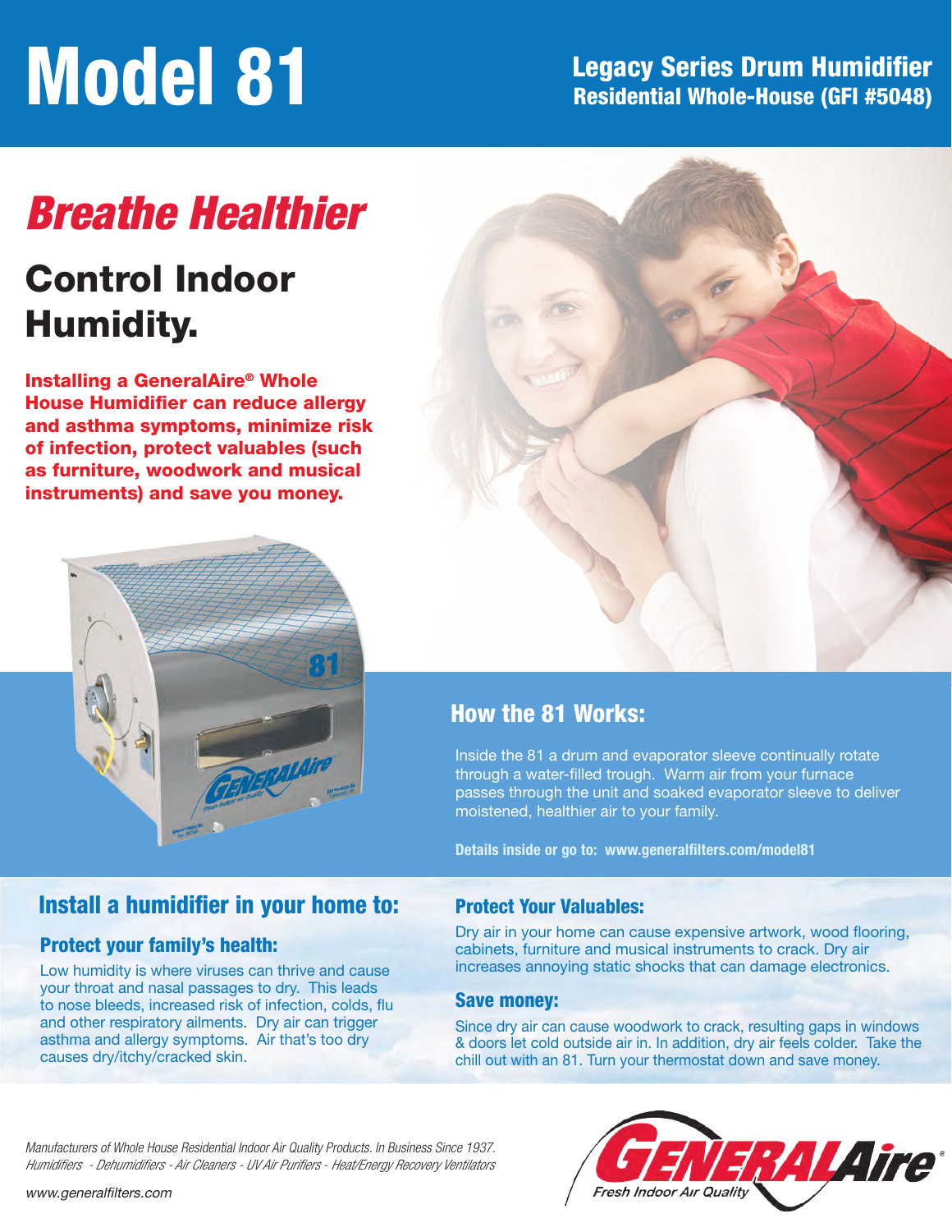# Model 81

## Legacy Series Drum Humidifier
## Residential Whole-House (GFI #5048)

## *Breathe Healthier*

## Control Indoor Humidity.

**Installing a GeneralAire® Whole House Humidifier can reduce allergy and asthma symptoms, minimize risk of infection, protect valuables (such as furniture, woodwork and musical instruments) and save you money.**

## How the 81 Works:

Inside the 81 a drum and evaporator sleeve continually rotate through a water-filled trough. Warm air from your furnace passes through the unit and soaked evaporator sleeve to deliver moistened, healthier air to your family.

**Details inside or go to: www.generalfilters.com/model81**

## Install a humidifier in your home to:

### Protect your family's health:

Low humidity is where viruses can thrive and cause your throat and nasal passages to dry. This leads to nose bleeds, increased risk of infection, colds, flu and other respiratory ailments. Dry air can trigger asthma and allergy symptoms. Air that's too dry causes dry/itchy/cracked skin.

### Protect Your Valuables:

Dry air in your home can cause expensive artwork, wood flooring, cabinets, furniture and musical instruments to crack. Dry air increases annoying static shocks that can damage electronics.

### Save money:

Since dry air can cause woodwork to crack, resulting gaps in windows & doors let cold outside air in. In addition, dry air feels colder. Take the chill out with an 81. Turn your thermostat down and save money.

*Manufacturers of Whole House Residential Indoor Air Quality Products. In Business Since 1937.*
*Humidifiers - Dehumidifiers - Air Cleaners - UV Air Purifiers - Heat/Energy Recovery Ventilators*

www.generalfilters.com

GENERALAire® Fresh Indoor Air Quality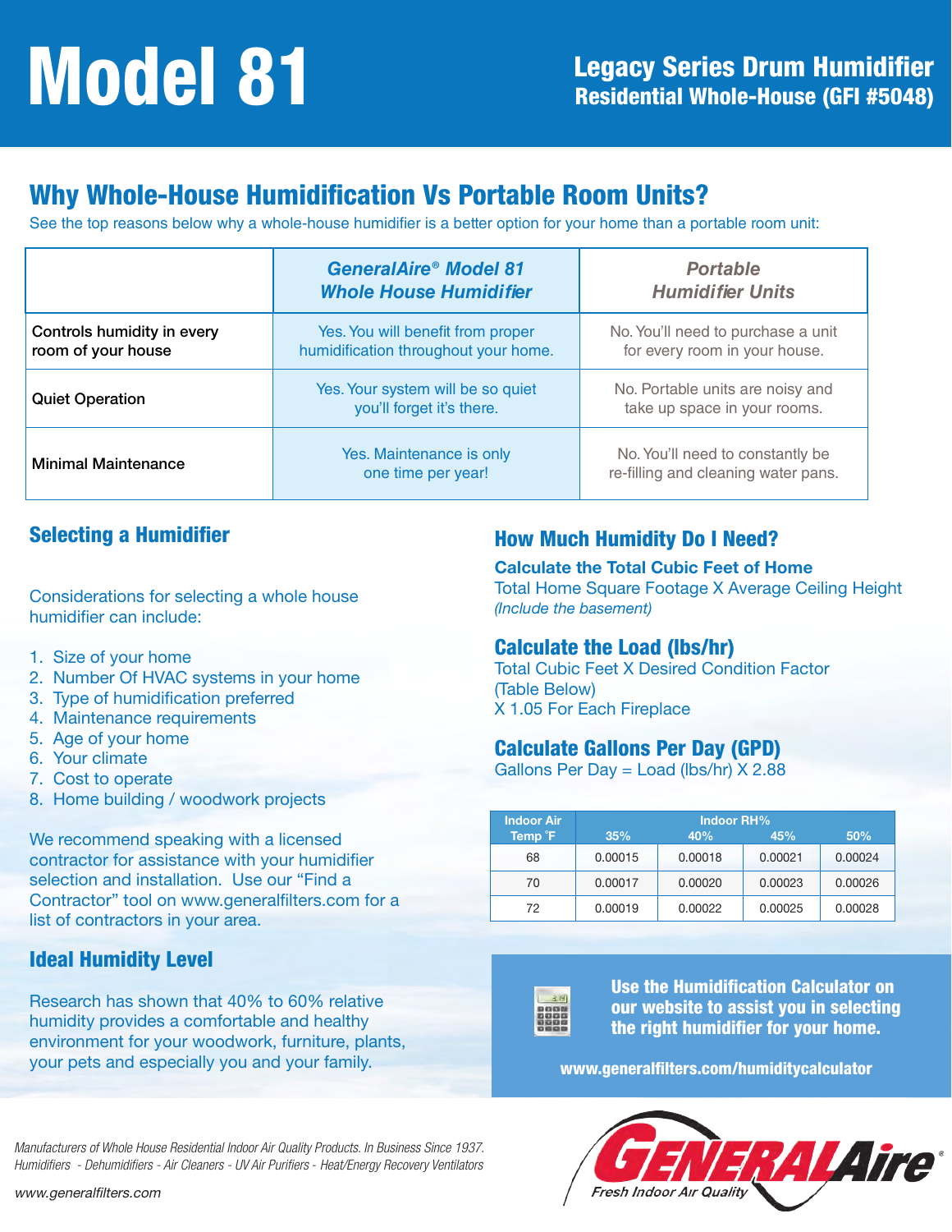# Model 81

## Legacy Series Drum Humidifier
## Residential Whole-House (GFI #5048)

## Why Whole-House Humidification Vs Portable Room Units?

See the top reasons below why a whole-house humidifier is a better option for your home than a portable room unit:

| | *GeneralAire® Model 81 Whole House Humidifier* | *Portable Humidifier Units* |
|---|---|---|
| Controls humidity in every room of your house | Yes. You will benefit from proper humidification throughout your home. | No. You'll need to purchase a unit for every room in your house. |
| Quiet Operation | Yes. Your system will be so quiet you'll forget it's there. | No. Portable units are noisy and take up space in your rooms. |
| Minimal Maintenance | Yes. Maintenance is only one time per year! | No. You'll need to constantly be re-filling and cleaning water pans. |

## Selecting a Humidifier

Considerations for selecting a whole house humidifier can include:

1. Size of your home
2. Number Of HVAC systems in your home
3. Type of humidification preferred
4. Maintenance requirements
5. Age of your home
6. Your climate
7. Cost to operate
8. Home building / woodwork projects

We recommend speaking with a licensed contractor for assistance with your humidifier selection and installation. Use our "Find a Contractor" tool on www.generalfilters.com for a list of contractors in your area.

## Ideal Humidity Level

Research has shown that 40% to 60% relative humidity provides a comfortable and healthy environment for your woodwork, furniture, plants, your pets and especially you and your family.

## How Much Humidity Do I Need?

**Calculate the Total Cubic Feet of Home**
Total Home Square Footage X Average Ceiling Height
*(Include the basement)*

### Calculate the Load (lbs/hr)

Total Cubic Feet X Desired Condition Factor (Table Below)
X 1.05 For Each Fireplace

### Calculate Gallons Per Day (GPD)

Gallons Per Day = Load (lbs/hr) X 2.88

| Indoor Air Temp °F | Indoor RH% 35% | 40% | 45% | 50% |
|---|---|---|---|---|
| 68 | 0.00015 | 0.00018 | 0.00021 | 0.00024 |
| 70 | 0.00017 | 0.00020 | 0.00023 | 0.00026 |
| 72 | 0.00019 | 0.00022 | 0.00025 | 0.00028 |

**Use the Humidification Calculator on our website to assist you in selecting the right humidifier for your home.**

**www.generalfilters.com/humiditycalculator**

*Manufacturers of Whole House Residential Indoor Air Quality Products. In Business Since 1937.*
*Humidifiers - Dehumidifiers - Air Cleaners - UV Air Purifiers - Heat/Energy Recovery Ventilators*

*www.generalfilters.com*

GENERALAire® Fresh Indoor Air Quality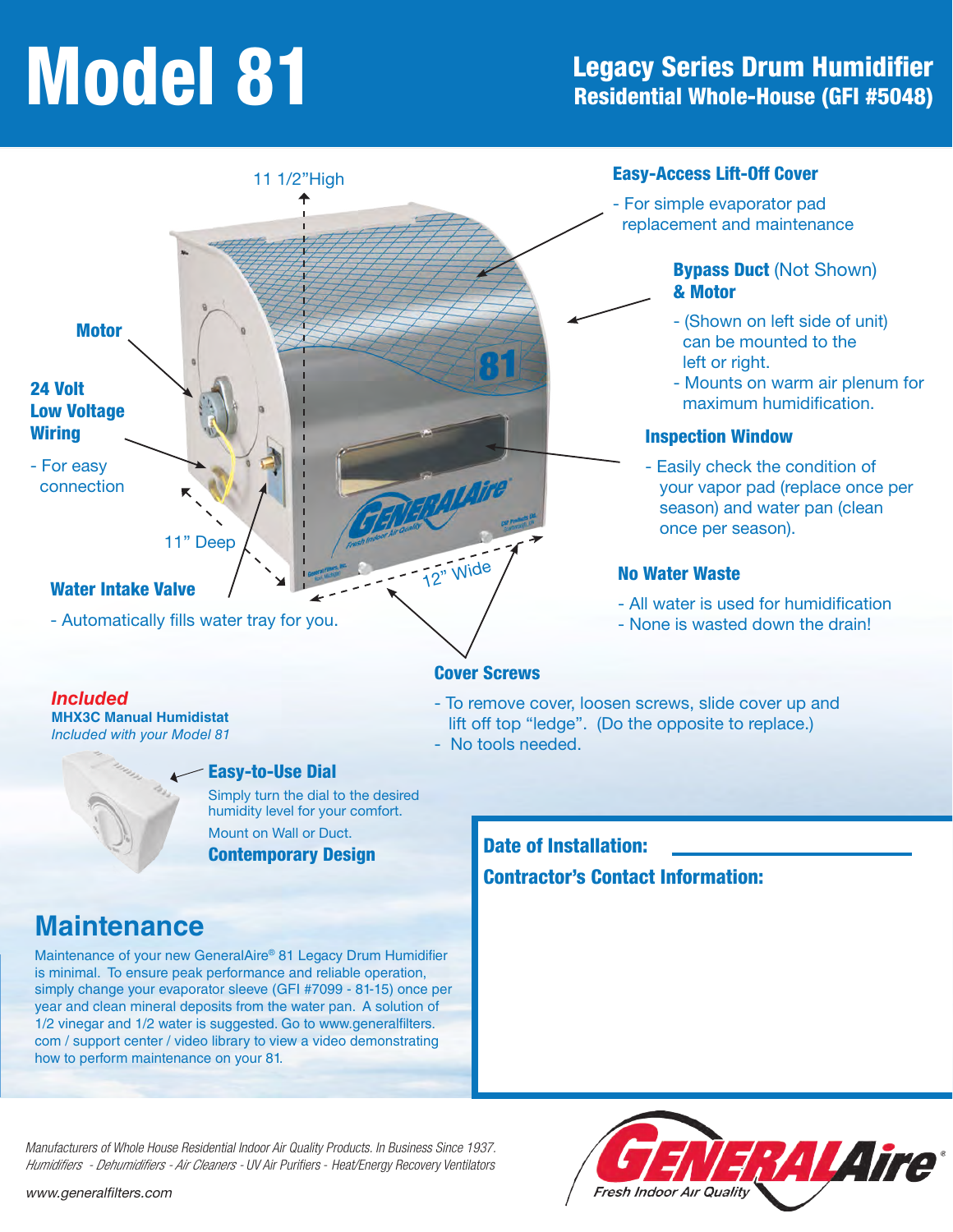# Model 81

## Legacy Series Drum Humidifier
## Residential Whole-House (GFI #5048)

11 1/2"High

11" Deep

12" Wide

**Motor**

**24 Volt Low Voltage Wiring**

- For easy connection

**Water Intake Valve**

- Automatically fills water tray for you.

**Easy-Access Lift-Off Cover**

- For simple evaporator pad replacement and maintenance

**Bypass Duct** (Not Shown) **& Motor**

- (Shown on left side of unit) can be mounted to the left or right.
- Mounts on warm air plenum for maximum humidification.

**Inspection Window**

- Easily check the condition of your vapor pad (replace once per season) and water pan (clean once per season).

**No Water Waste**

- All water is used for humidification
- None is wasted down the drain!

**Cover Screws**

- To remove cover, loosen screws, slide cover up and lift off top "ledge". (Do the opposite to replace.)
- No tools needed.

***Included***

**MHX3C Manual Humidistat**

*Included with your Model 81*

**Easy-to-Use Dial**

Simply turn the dial to the desired humidity level for your comfort.

Mount on Wall or Duct.

**Contemporary Design**

**Date of Installation:** ____________________

**Contractor's Contact Information:**

## Maintenance

Maintenance of your new GeneralAire® 81 Legacy Drum Humidifier is minimal. To ensure peak performance and reliable operation, simply change your evaporator sleeve (GFI #7099 - 81-15) once per year and clean mineral deposits from the water pan. A solution of 1/2 vinegar and 1/2 water is suggested. Go to www.generalfilters.com / support center / video library to view a video demonstrating how to perform maintenance on your 81.

*Manufacturers of Whole House Residential Indoor Air Quality Products. In Business Since 1937.*
*Humidifiers - Dehumidifiers - Air Cleaners - UV Air Purifiers - Heat/Energy Recovery Ventilators*

www.generalfilters.com

GENERALAire® *Fresh Indoor Air Quality*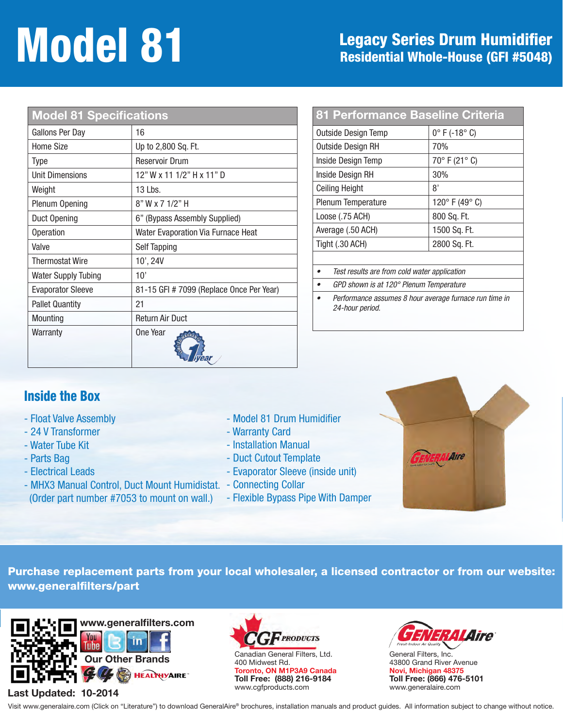# Model 81

## Legacy Series Drum Humidifier
## Residential Whole-House (GFI #5048)

| Model 81 Specifications | |
|---|---|
| Gallons Per Day | 16 |
| Home Size | Up to 2,800 Sq. Ft. |
| Type | Reservoir Drum |
| Unit Dimensions | 12" W x 11 1/2" H x 11" D |
| Weight | 13 Lbs. |
| Plenum Opening | 8" W x 7 1/2" H |
| Duct Opening | 6" (Bypass Assembly Supplied) |
| Operation | Water Evaporation Via Furnace Heat |
| Valve | Self Tapping |
| Thermostat Wire | 10', 24V |
| Water Supply Tubing | 10' |
| Evaporator Sleeve | 81-15 GFI # 7099 (Replace Once Per Year) |
| Pallet Quantity | 21 |
| Mounting | Return Air Duct |
| Warranty | One Year |

| 81 Performance Baseline Criteria | |
|---|---|
| Outside Design Temp | 0° F (-18° C) |
| Outside Design RH | 70% |
| Inside Design Temp | 70° F (21° C) |
| Inside Design RH | 30% |
| Ceiling Height | 8' |
| Plenum Temperature | 120° F (49° C) |
| Loose (.75 ACH) | 800 Sq. Ft. |
| Average (.50 ACH) | 1500 Sq. Ft. |
| Tight (.30 ACH) | 2800 Sq. Ft. |

- *Test results are from cold water application*
- *GPD shown is at 120° Plenum Temperature*
- *Performance assumes 8 hour average furnace run time in 24-hour period.*

## Inside the Box

- Float Valve Assembly
- 24 V Transformer
- Water Tube Kit
- Parts Bag
- Electrical Leads
- MHX3 Manual Control, Duct Mount Humidistat. (Order part number #7053 to mount on wall.)
- Model 81 Drum Humidifier
- Warranty Card
- Installation Manual
- Duct Cutout Template
- Evaporator Sleeve (inside unit)
- Connecting Collar
- Flexible Bypass Pipe With Damper

**Purchase replacement parts from your local wholesaler, a licensed contractor or from our website: www.generalfilters/part**

www.generalfilters.com

Our Other Brands

**Last Updated: 10-2014**

Canadian General Filters, Ltd.
400 Midwest Rd.
**Toronto, ON M1P3A9 Canada**
**Toll Free: (888) 216-9184**
www.cgfproducts.com

General Filters, Inc.
43800 Grand River Avenue
**Novi, Michigan 48375**
**Toll Free: (866) 476-5101**
www.generalaire.com

Visit www.generalaire.com (Click on "Literature") to download GeneralAire® brochures, installation manuals and product guides. All information subject to change without notice.